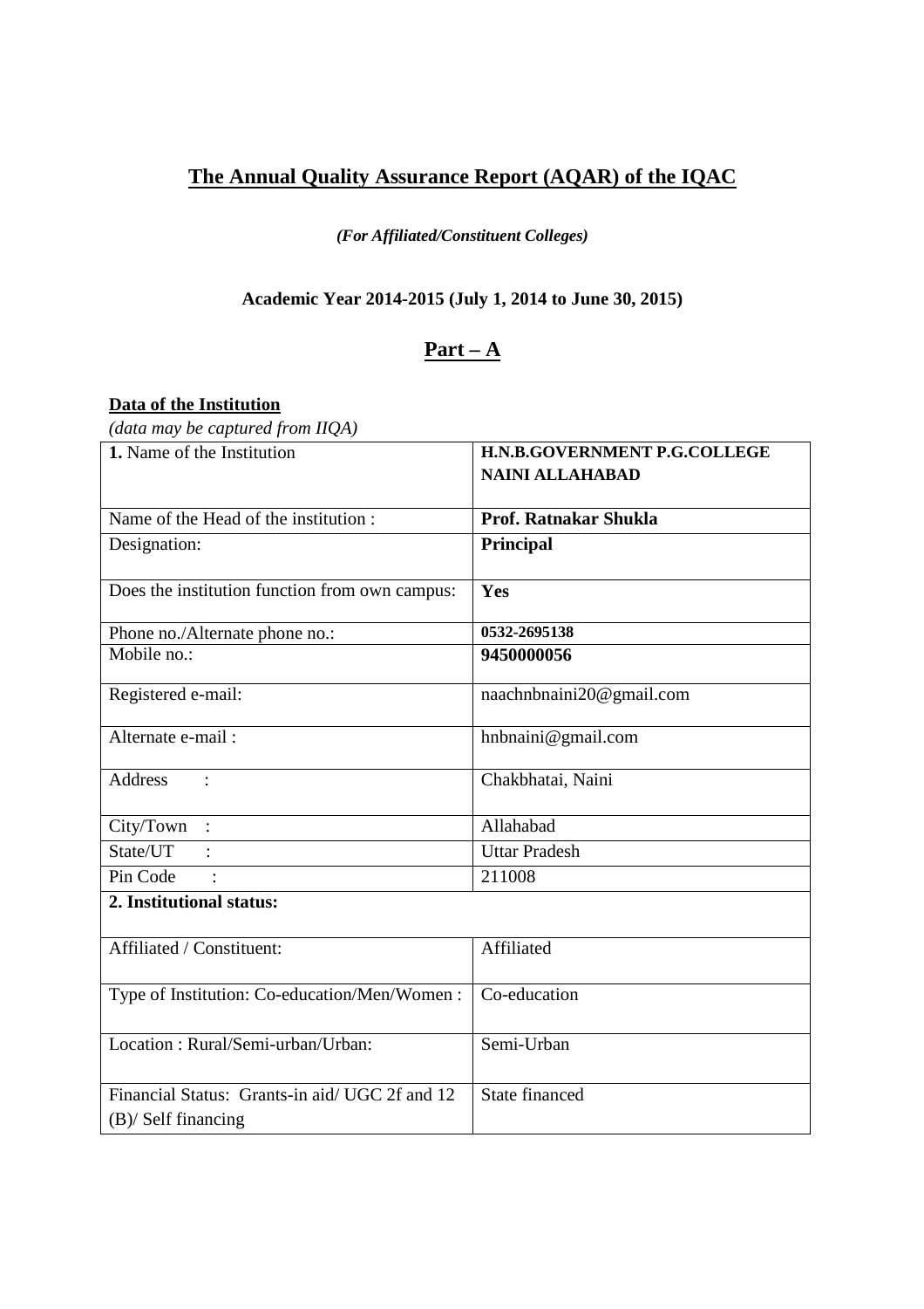# The Annual Quality Assurance Report (AQAR) of the IQAC

***(For Affiliated/Constituent Colleges)***

**Academic Year 2014-2015 (July 1, 2014 to June 30, 2015)**

## Part – A

**Data of the Institution**

*(data may be captured from IIQA)*

| | |
|---|---|
| **1.** Name of the Institution | **H.N.B.GOVERNMENT P.G.COLLEGE NAINI ALLAHABAD** |
| Name of the Head of the institution : | **Prof. Ratnakar Shukla** |
| Designation: | **Principal** |
| Does the institution function from own campus: | **Yes** |
| Phone no./Alternate phone no.: | **0532-2695138** |
| Mobile no.: | **9450000056** |
| Registered e-mail: | naachnbnaini20@gmail.com |
| Alternate e-mail : | hnbnaini@gmail.com |
| Address : | Chakbhatai, Naini |
| City/Town : | Allahabad |
| State/UT : | Uttar Pradesh |
| Pin Code : | 211008 |
| **2. Institutional status:** | |
| Affiliated / Constituent: | Affiliated |
| Type of Institution: Co-education/Men/Women : | Co-education |
| Location : Rural/Semi-urban/Urban: | Semi-Urban |
| Financial Status: Grants-in aid/ UGC 2f and 12 (B)/ Self financing | State financed |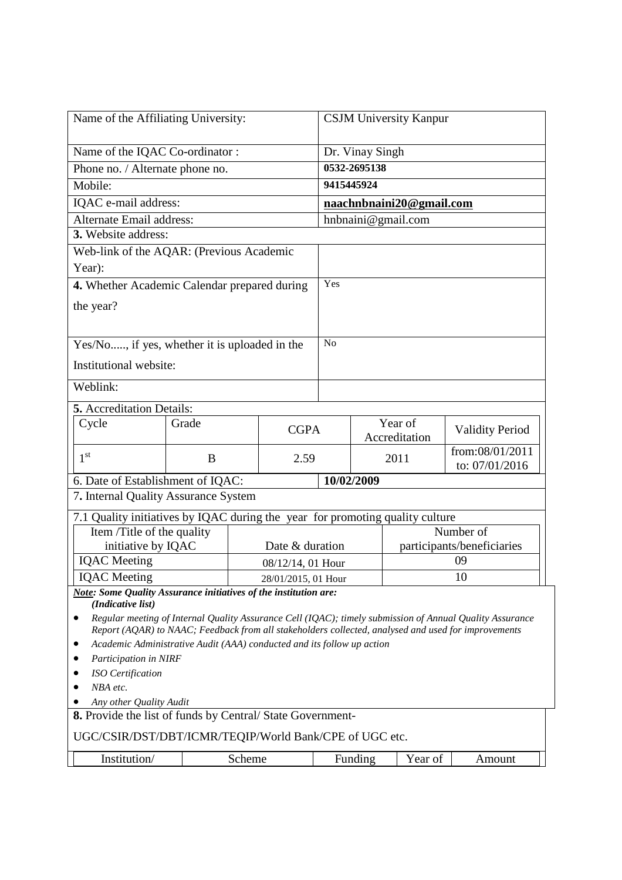| | |
|---|---|
| Name of the Affiliating University: | CSJM University Kanpur |
| Name of the IQAC Co-ordinator : | Dr. Vinay Singh |
| Phone no. / Alternate phone no. | **0532-2695138** |
| Mobile: | **9415445924** |
| IQAC e-mail address: | **naachnbnaini20@gmail.com** |
| Alternate Email address: | hnbnaini@gmail.com |

**3.** Website address:

| | |
|---|---|
| Web-link of the AQAR: (Previous Academic Year): | |

| | |
|---|---|
| **4.** Whether Academic Calendar prepared during the year? | Yes |
| Yes/No....., if yes, whether it is uploaded in the Institutional website: | No |
| Weblink: | |

**5.** Accreditation Details:

| Cycle | Grade | CGPA | Year of Accreditation | Validity Period |
|---|---|---|---|---|
| 1st | B | 2.59 | 2011 | from:08/01/2011 to: 07/01/2016 |

6. Date of Establishment of IQAC: **10/02/2009**

7**.** Internal Quality Assurance System

7.1 Quality initiatives by IQAC during the year for promoting quality culture

| Item /Title of the quality initiative by IQAC | Date & duration | Number of participants/beneficiaries |
|---|---|---|
| IQAC Meeting | 08/12/14, 01 Hour | 09 |
| IQAC Meeting | 28/01/2015, 01 Hour | 10 |

***Note**: Some Quality Assurance initiatives of the institution are:*
*(Indicative list)*

- *Regular meeting of Internal Quality Assurance Cell (IQAC); timely submission of Annual Quality Assurance Report (AQAR) to NAAC; Feedback from all stakeholders collected, analysed and used for improvements*
- *Academic Administrative Audit (AAA) conducted and its follow up action*
- *Participation in NIRF*
- *ISO Certification*
- *NBA etc.*
- *Any other Quality Audit*

**8.** Provide the list of funds by Central/ State Government- UGC/CSIR/DST/DBT/ICMR/TEQIP/World Bank/CPE of UGC etc.

| Institution/ | Scheme | Funding | Year of | Amount |
|---|---|---|---|---|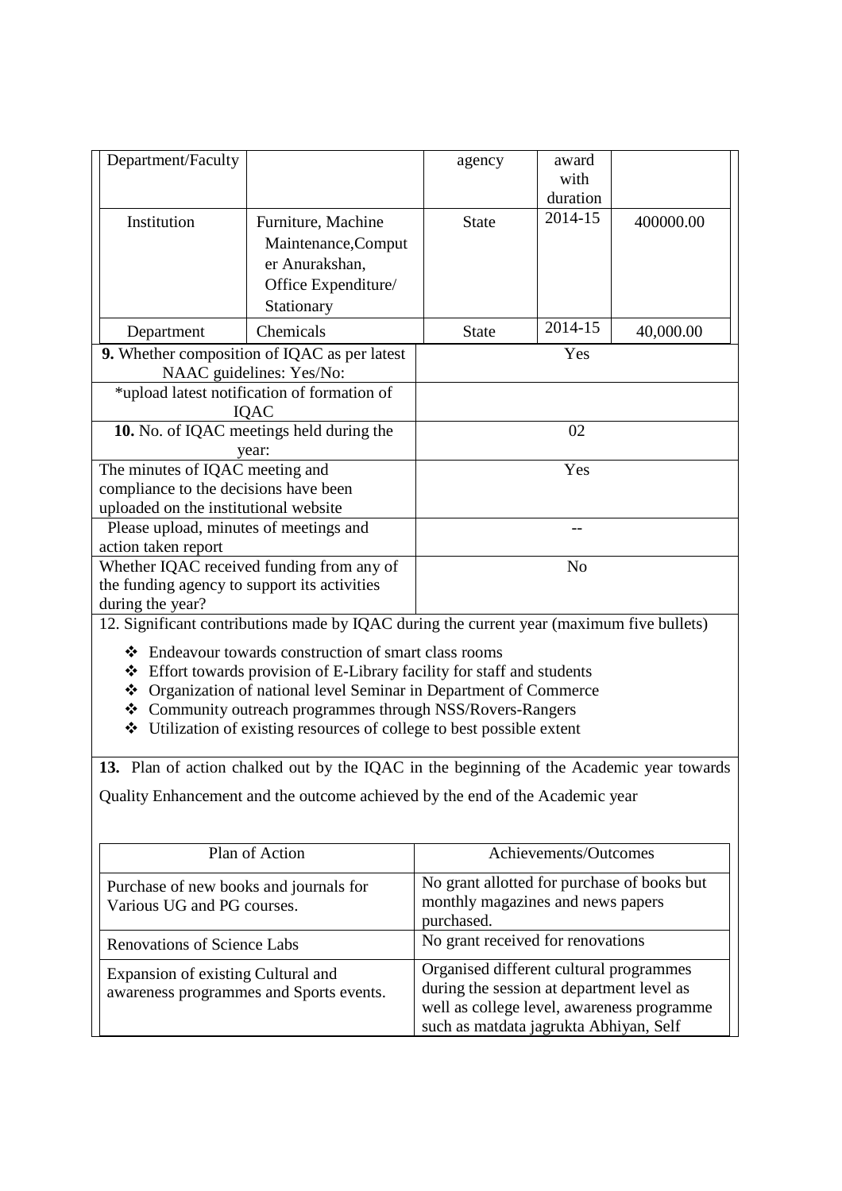| Department/Faculty | | agency | award with duration | |
|---|---|---|---|---|
| Institution | Furniture, Machine Maintenance,Computer Anurakshan, Office Expenditure/ Stationary | State | 2014-15 | 400000.00 |
| Department | Chemicals | State | 2014-15 | 40,000.00 |

| | |
|---|---|
| **9.** Whether composition of IQAC as per latest NAAC guidelines: Yes/No: | Yes |
| *upload latest notification of formation of IQAC | |
| **10.** No. of IQAC meetings held during the year: | 02 |
| The minutes of IQAC meeting and compliance to the decisions have been uploaded on the institutional website | Yes |
| Please upload, minutes of meetings and action taken report | -- |
| Whether IQAC received funding from any of the funding agency to support its activities during the year? | No |

12. Significant contributions made by IQAC during the current year (maximum five bullets)

- Endeavour towards construction of smart class rooms
- Effort towards provision of E-Library facility for staff and students
- Organization of national level Seminar in Department of Commerce
- Community outreach programmes through NSS/Rovers-Rangers
- Utilization of existing resources of college to best possible extent

**13.** Plan of action chalked out by the IQAC in the beginning of the Academic year towards Quality Enhancement and the outcome achieved by the end of the Academic year

| Plan of Action | Achievements/Outcomes |
|---|---|
| Purchase of new books and journals for Various UG and PG courses. | No grant allotted for purchase of books but monthly magazines and news papers purchased. |
| Renovations of Science Labs | No grant received for renovations |
| Expansion of existing Cultural and awareness programmes and Sports events. | Organised different cultural programmes during the session at department level as well as college level, awareness programme such as matdata jagrukta Abhiyan, Self |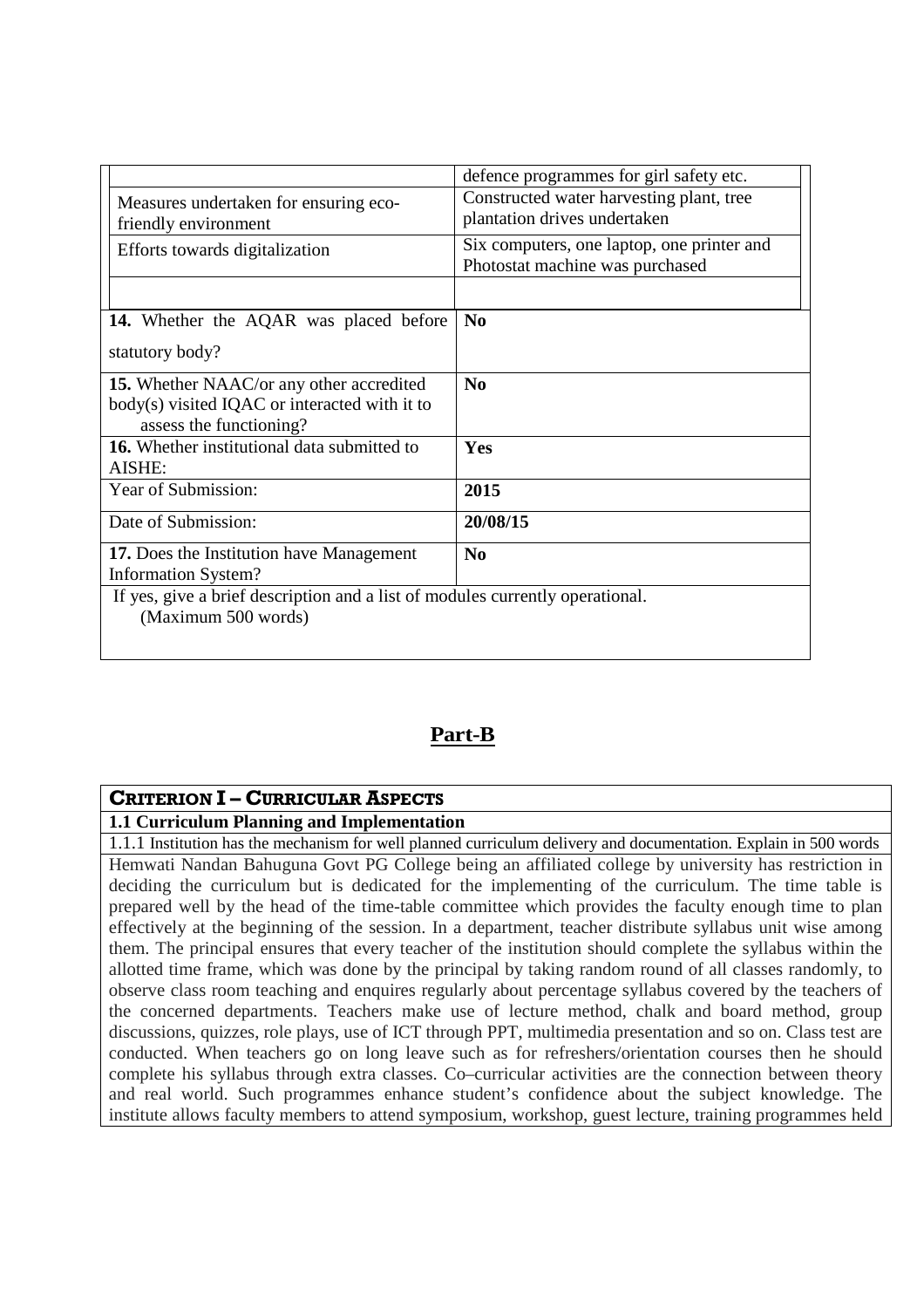| | |
|---|---|
| | defence programmes for girl safety etc. |
| Measures undertaken for ensuring eco-friendly environment | Constructed water harvesting plant, tree plantation drives undertaken |
| Efforts towards digitalization | Six computers, one laptop, one printer and Photostat machine was purchased |
| | |

| | |
|---|---|
| **14.** Whether the AQAR was placed before statutory body? | **No** |
| **15.** Whether NAAC/or any other accredited body(s) visited IQAC or interacted with it to assess the functioning? | **No** |
| **16.** Whether institutional data submitted to AISHE: | **Yes** |
| Year of Submission: | **2015** |
| Date of Submission: | **20/08/15** |
| **17.** Does the Institution have Management Information System? | **No** |
| If yes, give a brief description and a list of modules currently operational. (Maximum 500 words) | |

## Part-B

**CRITERION I – CURRICULAR ASPECTS**

**1.1 Curriculum Planning and Implementation**

1.1.1 Institution has the mechanism for well planned curriculum delivery and documentation. Explain in 500 words

Hemwati Nandan Bahuguna Govt PG College being an affiliated college by university has restriction in deciding the curriculum but is dedicated for the implementing of the curriculum. The time table is prepared well by the head of the time-table committee which provides the faculty enough time to plan effectively at the beginning of the session. In a department, teacher distribute syllabus unit wise among them. The principal ensures that every teacher of the institution should complete the syllabus within the allotted time frame, which was done by the principal by taking random round of all classes randomly, to observe class room teaching and enquires regularly about percentage syllabus covered by the teachers of the concerned departments. Teachers make use of lecture method, chalk and board method, group discussions, quizzes, role plays, use of ICT through PPT, multimedia presentation and so on. Class test are conducted. When teachers go on long leave such as for refreshers/orientation courses then he should complete his syllabus through extra classes. Co–curricular activities are the connection between theory and real world. Such programmes enhance student's confidence about the subject knowledge. The institute allows faculty members to attend symposium, workshop, guest lecture, training programmes held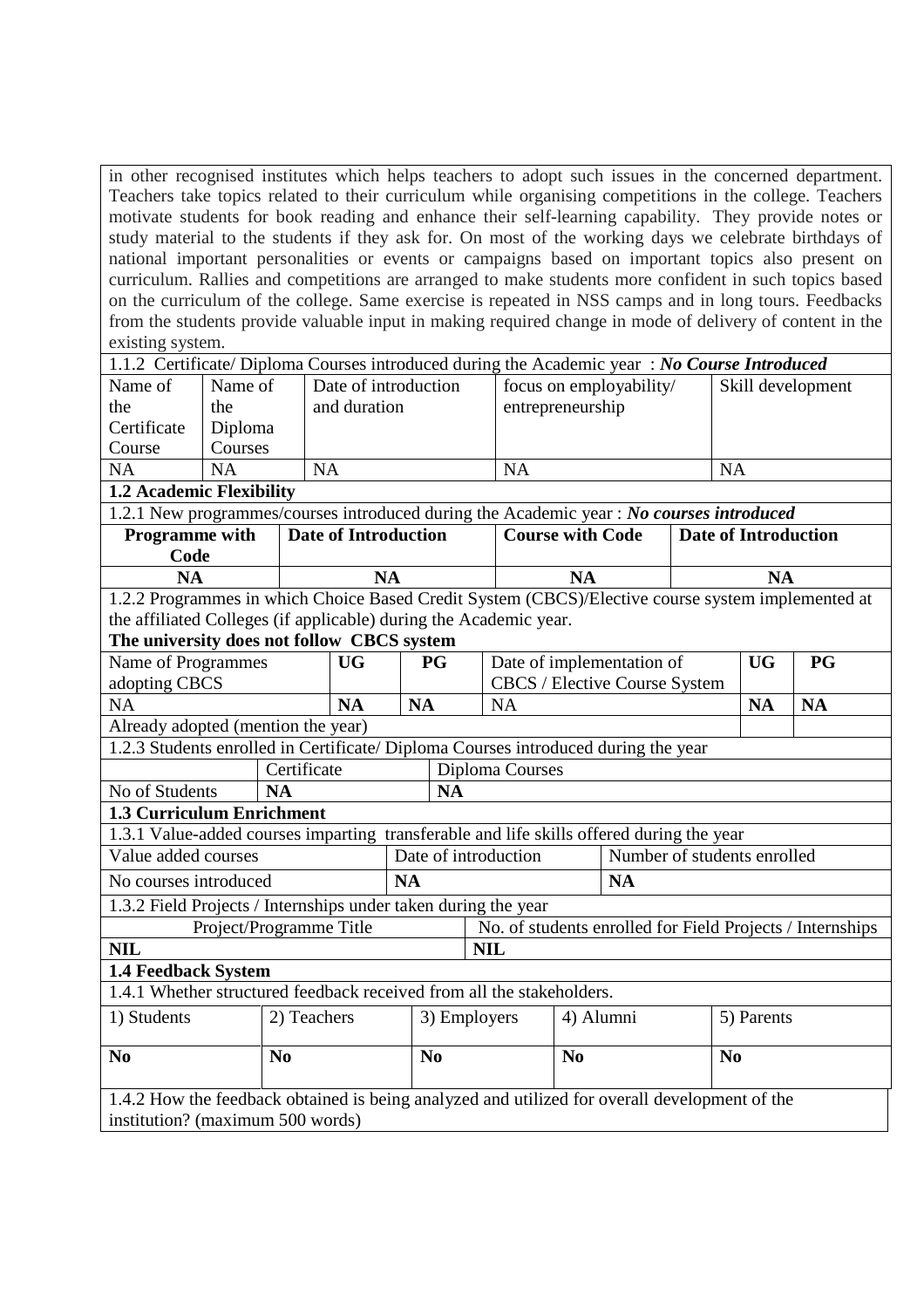in other recognised institutes which helps teachers to adopt such issues in the concerned department. Teachers take topics related to their curriculum while organising competitions in the college. Teachers motivate students for book reading and enhance their self-learning capability. They provide notes or study material to the students if they ask for. On most of the working days we celebrate birthdays of national important personalities or events or campaigns based on important topics also present on curriculum. Rallies and competitions are arranged to make students more confident in such topics based on the curriculum of the college. Same exercise is repeated in NSS camps and in long tours. Feedbacks from the students provide valuable input in making required change in mode of delivery of content in the existing system.

1.1.2 Certificate/ Diploma Courses introduced during the Academic year : ***No Course Introduced***

| Name of the Certificate Course | Name of the Diploma Courses | Date of introduction and duration | focus on employability/ entrepreneurship | Skill development |
|---|---|---|---|---|
| NA | NA | NA | NA | NA |

**1.2 Academic Flexibility**

1.2.1 New programmes/courses introduced during the Academic year : ***No courses introduced***

| **Programme with Code** | **Date of Introduction** | **Course with Code** | **Date of Introduction** |
|---|---|---|---|
| **NA** | **NA** | **NA** | **NA** |

1.2.2 Programmes in which Choice Based Credit System (CBCS)/Elective course system implemented at the affiliated Colleges (if applicable) during the Academic year.

**The university does not follow CBCS system**

| Name of Programmes adopting CBCS | **UG** | **PG** | Date of implementation of CBCS / Elective Course System | **UG** | **PG** |
|---|---|---|---|---|---|
| NA | **NA** | **NA** | NA | **NA** | **NA** |
| Already adopted (mention the year) | | | | | |

1.2.3 Students enrolled in Certificate/ Diploma Courses introduced during the year

| | Certificate | Diploma Courses |
|---|---|---|
| No of Students | **NA** | **NA** |

**1.3 Curriculum Enrichment**

1.3.1 Value-added courses imparting transferable and life skills offered during the year

| Value added courses | Date of introduction | Number of students enrolled |
|---|---|---|
| No courses introduced | **NA** | **NA** |

1.3.2 Field Projects / Internships under taken during the year

| Project/Programme Title | No. of students enrolled for Field Projects / Internships |
|---|---|
| **NIL** | **NIL** |

**1.4 Feedback System**

1.4.1 Whether structured feedback received from all the stakeholders.

| 1) Students | 2) Teachers | 3) Employers | 4) Alumni | 5) Parents |
|---|---|---|---|---|
| **No** | **No** | **No** | **No** | **No** |

1.4.2 How the feedback obtained is being analyzed and utilized for overall development of the institution? (maximum 500 words)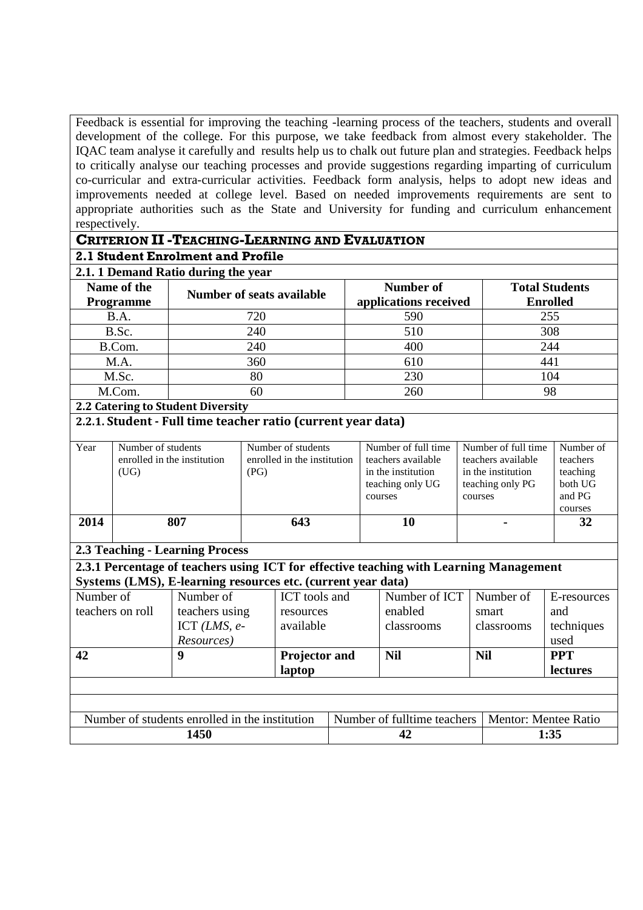Feedback is essential for improving the teaching -learning process of the teachers, students and overall development of the college. For this purpose, we take feedback from almost every stakeholder. The IQAC team analyse it carefully and results help us to chalk out future plan and strategies. Feedback helps to critically analyse our teaching processes and provide suggestions regarding imparting of curriculum co-curricular and extra-curricular activities. Feedback form analysis, helps to adopt new ideas and improvements needed at college level. Based on needed improvements requirements are sent to appropriate authorities such as the State and University for funding and curriculum enhancement respectively.

## CRITERION II -TEACHING-LEARNING AND EVALUATION

### 2.1 Student Enrolment and Profile

#### 2.1. 1 Demand Ratio during the year

| Name of the Programme | Number of seats available | Number of applications received | Total Students Enrolled |
|---|---|---|---|
| B.A. | 720 | 590 | 255 |
| B.Sc. | 240 | 510 | 308 |
| B.Com. | 240 | 400 | 244 |
| M.A. | 360 | 610 | 441 |
| M.Sc. | 80 | 230 | 104 |
| M.Com. | 60 | 260 | 98 |

### 2.2 Catering to Student Diversity

#### 2.2.1. Student - Full time teacher ratio (current year data)

| Year | Number of students enrolled in the institution (UG) | Number of students enrolled in the institution (PG) | Number of full time teachers available in the institution teaching only UG courses | Number of full time teachers available in the institution teaching only PG courses | Number of teachers teaching both UG and PG courses |
|---|---|---|---|---|---|
| **2014** | **807** | **643** | **10** | **-** | **32** |

### 2.3 Teaching - Learning Process

#### 2.3.1 Percentage of teachers using ICT for effective teaching with Learning Management Systems (LMS), E-learning resources etc. (current year data)

| Number of teachers on roll | Number of teachers using ICT *(LMS, e-Resources)* | ICT tools and resources available | Number of ICT enabled classrooms | Number of smart classrooms | E-resources and techniques used |
|---|---|---|---|---|---|
| **42** | **9** | **Projector and laptop** | **Nil** | **Nil** | **PPT lectures** |

| Number of students enrolled in the institution | Number of fulltime teachers | Mentor: Mentee Ratio |
|---|---|---|
| **1450** | **42** | **1:35** |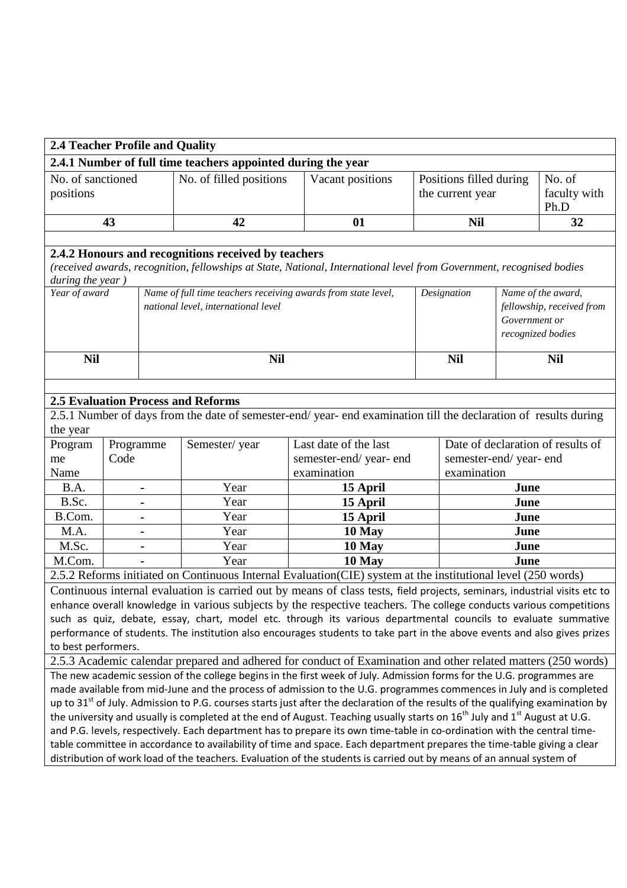## 2.4 Teacher Profile and Quality

### 2.4.1 Number of full time teachers appointed during the year

| No. of sanctioned positions | No. of filled positions | Vacant positions | Positions filled during the current year | No. of faculty with Ph.D |
|---|---|---|---|---|
| **43** | **42** | **01** | **Nil** | **32** |

### 2.4.2 Honours and recognitions received by teachers

*(received awards, recognition, fellowships at State, National, International level from Government, recognised bodies during the year )*

| *Year of award* | *Name of full time teachers receiving awards from state level, national level, international level* | *Designation* | *Name of the award, fellowship, received from Government or recognized bodies* |
|---|---|---|---|
| **Nil** | **Nil** | **Nil** | **Nil** |

## 2.5 Evaluation Process and Reforms

2.5.1 Number of days from the date of semester-end/ year- end examination till the declaration of results during the year

| Programme Name | Programme Code | Semester/ year | Last date of the last semester-end/ year- end examination | Date of declaration of results of semester-end/ year- end examination |
|---|---|---|---|---|
| B.A. | - | Year | **15 April** | **June** |
| B.Sc. | - | Year | **15 April** | **June** |
| B.Com. | - | Year | **15 April** | **June** |
| M.A. | - | Year | **10 May** | **June** |
| M.Sc. | - | Year | **10 May** | **June** |
| M.Com. | - | Year | **10 May** | **June** |

2.5.2 Reforms initiated on Continuous Internal Evaluation(CIE) system at the institutional level (250 words)

Continuous internal evaluation is carried out by means of class tests, field projects, seminars, industrial visits etc to enhance overall knowledge in various subjects by the respective teachers. The college conducts various competitions such as quiz, debate, essay, chart, model etc. through its various departmental councils to evaluate summative performance of students. The institution also encourages students to take part in the above events and also gives prizes to best performers.

2.5.3 Academic calendar prepared and adhered for conduct of Examination and other related matters (250 words)

The new academic session of the college begins in the first week of July. Admission forms for the U.G. programmes are made available from mid-June and the process of admission to the U.G. programmes commences in July and is completed up to 31st of July. Admission to P.G. courses starts just after the declaration of the results of the qualifying examination by the university and usually is completed at the end of August. Teaching usually starts on 16th July and 1st August at U.G. and P.G. levels, respectively. Each department has to prepare its own time-table in co-ordination with the central time-table committee in accordance to availability of time and space. Each department prepares the time-table giving a clear distribution of work load of the teachers. Evaluation of the students is carried out by means of an annual system of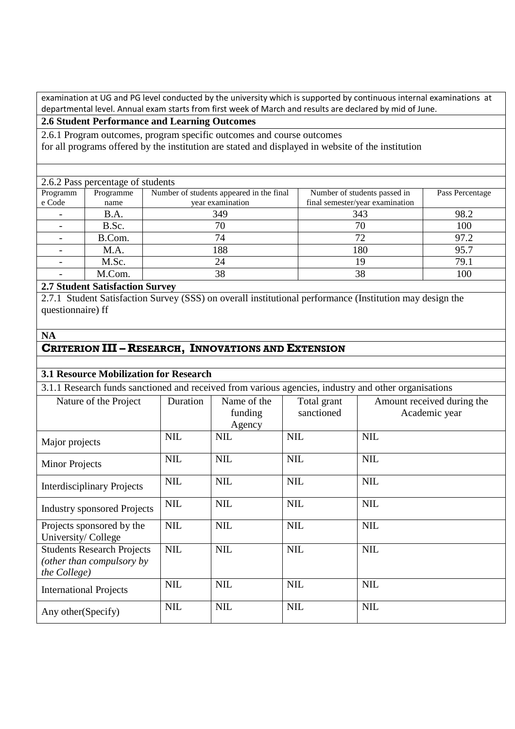examination at UG and PG level conducted by the university which is supported by continuous internal examinations at departmental level. Annual exam starts from first week of March and results are declared by mid of June.

**2.6 Student Performance and Learning Outcomes**

2.6.1 Program outcomes, program specific outcomes and course outcomes
for all programs offered by the institution are stated and displayed in website of the institution

2.6.2 Pass percentage of students

| Programme Code | Programme name | Number of students appeared in the final year examination | Number of students passed in final semester/year examination | Pass Percentage |
|---|---|---|---|---|
| - | B.A. | 349 | 343 | 98.2 |
| - | B.Sc. | 70 | 70 | 100 |
| - | B.Com. | 74 | 72 | 97.2 |
| - | M.A. | 188 | 180 | 95.7 |
| - | M.Sc. | 24 | 19 | 79.1 |
| - | M.Com. | 38 | 38 | 100 |

**2.7 Student Satisfaction Survey**

2.7.1 Student Satisfaction Survey (SSS) on overall institutional performance (Institution may design the questionnaire) ff

**NA**

## CRITERION III – RESEARCH, INNOVATIONS AND EXTENSION

**3.1 Resource Mobilization for Research**

3.1.1 Research funds sanctioned and received from various agencies, industry and other organisations

| Nature of the Project | Duration | Name of the funding Agency | Total grant sanctioned | Amount received during the Academic year |
|---|---|---|---|---|
| Major projects | NIL | NIL | NIL | NIL |
| Minor Projects | NIL | NIL | NIL | NIL |
| Interdisciplinary Projects | NIL | NIL | NIL | NIL |
| Industry sponsored Projects | NIL | NIL | NIL | NIL |
| Projects sponsored by the University/ College | NIL | NIL | NIL | NIL |
| Students Research Projects *(other than compulsory by the College)* | NIL | NIL | NIL | NIL |
| International Projects | NIL | NIL | NIL | NIL |
| Any other(Specify) | NIL | NIL | NIL | NIL |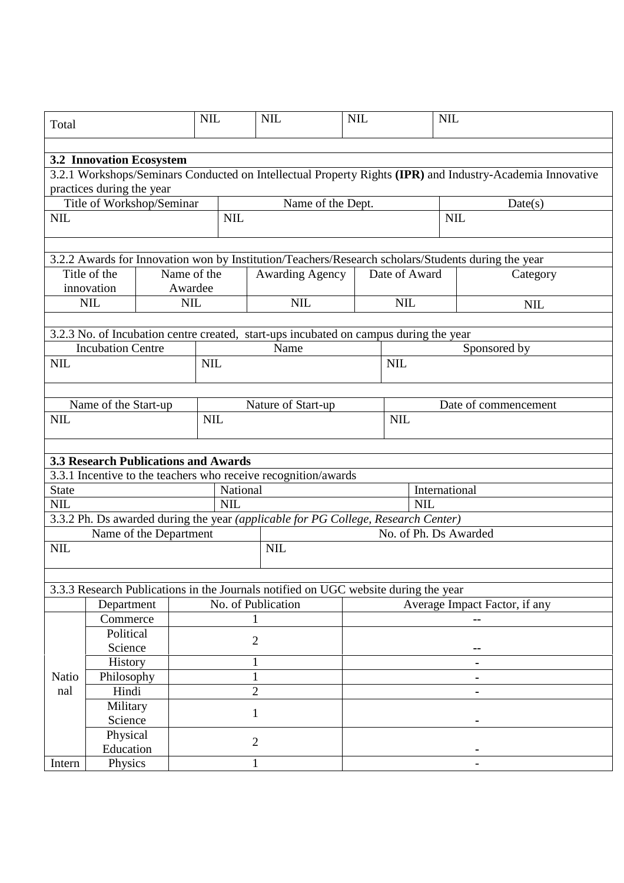| Total | NIL | NIL | NIL | NIL |
|---|---|---|---|---|

**3.2 Innovation Ecosystem**

3.2.1 Workshops/Seminars Conducted on Intellectual Property Rights **(IPR)** and Industry-Academia Innovative practices during the year

| Title of Workshop/Seminar | Name of the Dept. | Date(s) |
|---|---|---|
| NIL | NIL | NIL |

3.2.2 Awards for Innovation won by Institution/Teachers/Research scholars/Students during the year

| Title of the innovation | Name of the Awardee | Awarding Agency | Date of Award | Category |
|---|---|---|---|---|
| NIL | NIL | NIL | NIL | NIL |

3.2.3 No. of Incubation centre created, start-ups incubated on campus during the year

| Incubation Centre | Name | Sponsored by |
|---|---|---|
| NIL | NIL | NIL |

| Name of the Start-up | Nature of Start-up | Date of commencement |
|---|---|---|
| NIL | NIL | NIL |

**3.3 Research Publications and Awards**

3.3.1 Incentive to the teachers who receive recognition/awards

| State | National | International |
|---|---|---|
| NIL | NIL | NIL |

3.3.2 Ph. Ds awarded during the year *(applicable for PG College, Research Center)*

| Name of the Department | No. of Ph. Ds Awarded |
|---|---|
| NIL | NIL |

3.3.3 Research Publications in the Journals notified on UGC website during the year

| | Department | No. of Publication | Average Impact Factor, if any |
|---|---|---|---|
| National | Commerce | 1 | -- |
| | Political Science | 2 | -- |
| | History | 1 | - |
| | Philosophy | 1 | - |
| | Hindi | 2 | - |
| | Military Science | 1 | - |
| | Physical Education | 2 | - |
| Intern | Physics | 1 | - |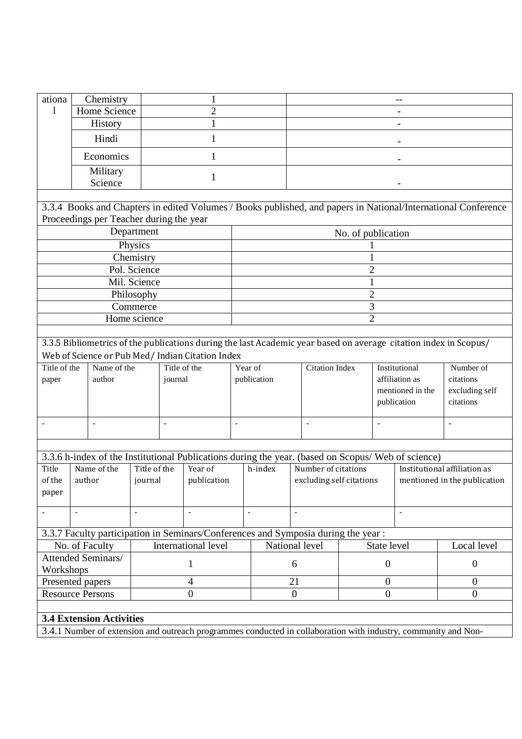| ational | Chemistry | 1 | -- |
|---|---|---|---|
| | Home Science | 2 | - |
| | History | 1 | - |
| | Hindi | 1 | - |
| | Economics | 1 | - |
| | Military Science | 1 | - |

3.3.4 Books and Chapters in edited Volumes / Books published, and papers in National/International Conference Proceedings per Teacher during the year

| Department | No. of publication |
|---|---|
| Physics | 1 |
| Chemistry | 1 |
| Pol. Science | 2 |
| Mil. Science | 1 |
| Philosophy | 2 |
| Commerce | 3 |
| Home science | 2 |

3.3.5 Bibliometrics of the publications during the last Academic year based on average citation index in Scopus/ Web of Science or Pub Med/ Indian Citation Index

| Title of the paper | Name of the author | Title of the journal | Year of publication | Citation Index | Institutional affiliation as mentioned in the publication | Number of citations excluding self citations |
|---|---|---|---|---|---|---|
| - | - | - | - | - | - | - |

3.3.6 h-index of the Institutional Publications during the year. (based on Scopus/ Web of science)

| Title of the paper | Name of the author | Title of the journal | Year of publication | h-index | Number of citations excluding self citations | Institutional affiliation as mentioned in the publication |
|---|---|---|---|---|---|---|
| - | - | - | - | - | - | - |

3.3.7 Faculty participation in Seminars/Conferences and Symposia during the year :

| No. of Faculty | International level | National level | State level | Local level |
|---|---|---|---|---|
| Attended Seminars/ Workshops | 1 | 6 | 0 | 0 |
| Presented papers | 4 | 21 | 0 | 0 |
| Resource Persons | 0 | 0 | 0 | 0 |

**3.4 Extension Activities**

3.4.1 Number of extension and outreach programmes conducted in collaboration with industry, community and Non-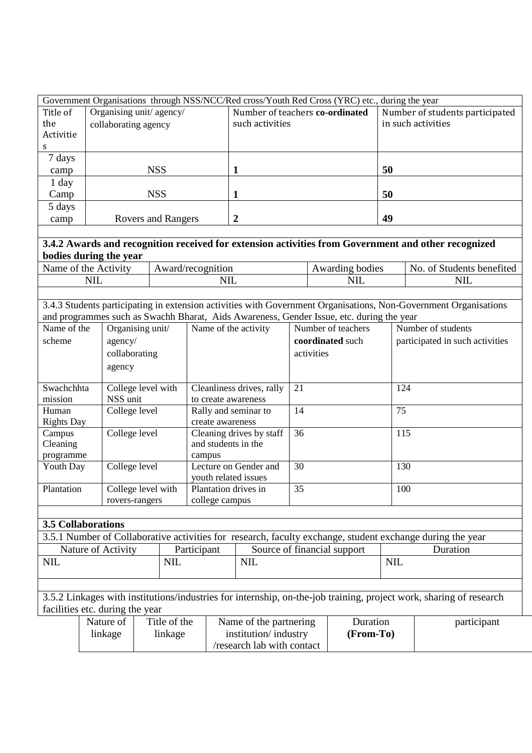Government Organisations through NSS/NCC/Red cross/Youth Red Cross (YRC) etc., during the year

| Title of the Activities | Organising unit/ agency/ collaborating agency | Number of teachers **co-ordinated** such activities | Number of students participated in such activities |
|---|---|---|---|
| 7 days camp | NSS | **1** | **50** |
| 1 day Camp | NSS | **1** | **50** |
| 5 days camp | Rovers and Rangers | **2** | **49** |

**3.4.2 Awards and recognition received for extension activities from Government and other recognized bodies during the year**

| Name of the Activity | Award/recognition | Awarding bodies | No. of Students benefited |
|---|---|---|---|
| NIL | NIL | NIL | NIL |

3.4.3 Students participating in extension activities with Government Organisations, Non-Government Organisations and programmes such as Swachh Bharat, Aids Awareness, Gender Issue, etc. during the year

| Name of the scheme | Organising unit/ agency/ collaborating agency | Name of the activity | Number of teachers **coordinated** such activities | Number of students participated in such activities |
|---|---|---|---|---|
| Swachchhta mission | College level with NSS unit | Cleanliness drives, rally to create awareness | 21 | 124 |
| Human Rights Day | College level | Rally and seminar to create awareness | 14 | 75 |
| Campus Cleaning programme | College level | Cleaning drives by staff and students in the campus | 36 | 115 |
| Youth Day | College level | Lecture on Gender and youth related issues | 30 | 130 |
| Plantation | College level with rovers-rangers | Plantation drives in college campus | 35 | 100 |

**3.5 Collaborations**

3.5.1 Number of Collaborative activities for research, faculty exchange, student exchange during the year

| Nature of Activity | Participant | Source of financial support | Duration |
|---|---|---|---|
| NIL | NIL | NIL | NIL |

3.5.2 Linkages with institutions/industries for internship, on-the-job training, project work, sharing of research facilities etc. during the year

| Nature of linkage | Title of the linkage | Name of the partnering institution/ industry /research lab with contact | Duration **(From-To)** | participant |
|---|---|---|---|---|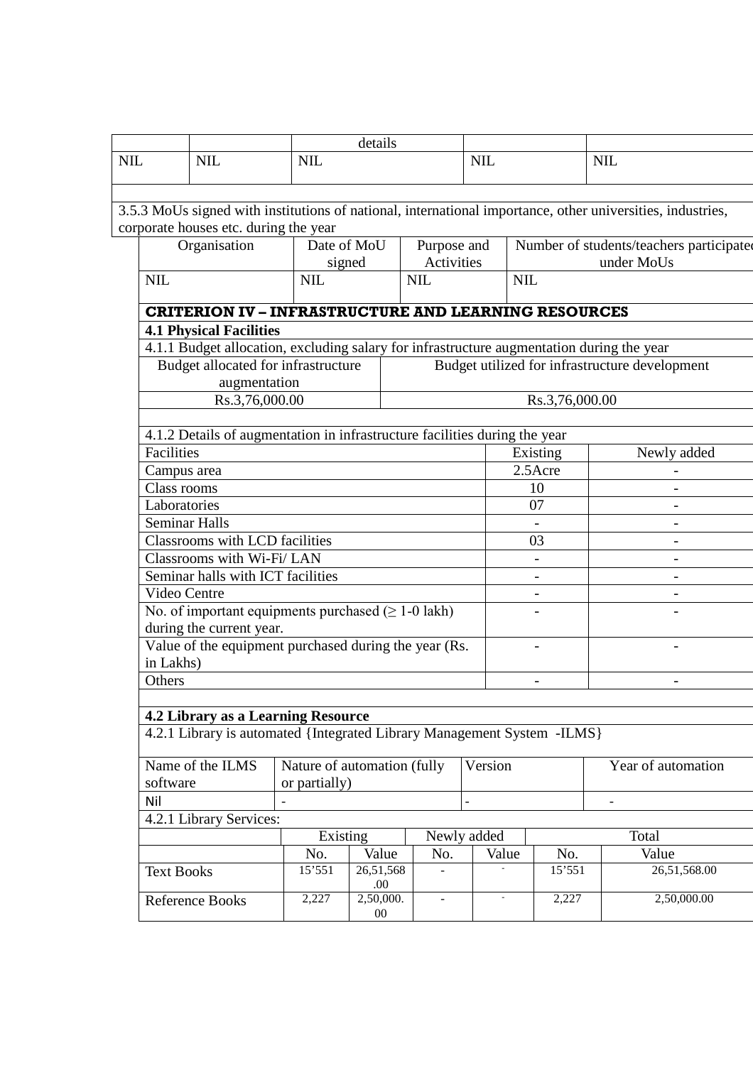| | | details | | |
|---|---|---|---|---|
| NIL | NIL | NIL | NIL | NIL |

3.5.3 MoUs signed with institutions of national, international importance, other universities, industries, corporate houses etc. during the year

| Organisation | Date of MoU signed | Purpose and Activities | Number of students/teachers participated under MoUs |
|---|---|---|---|
| NIL | NIL | NIL | NIL |

## CRITERION IV – INFRASTRUCTURE AND LEARNING RESOURCES

### 4.1 Physical Facilities

4.1.1 Budget allocation, excluding salary for infrastructure augmentation during the year

| Budget allocated for infrastructure augmentation | Budget utilized for infrastructure development |
|---|---|
| Rs.3,76,000.00 | Rs.3,76,000.00 |

4.1.2 Details of augmentation in infrastructure facilities during the year

| Facilities | Existing | Newly added |
|---|---|---|
| Campus area | 2.5Acre | - |
| Class rooms | 10 | - |
| Laboratories | 07 | - |
| Seminar Halls | - | - |
| Classrooms with LCD facilities | 03 | - |
| Classrooms with Wi-Fi/ LAN | - | - |
| Seminar halls with ICT facilities | - | - |
| Video Centre | - | - |
| No. of important equipments purchased (≥ 1-0 lakh) during the current year. | - | - |
| Value of the equipment purchased during the year (Rs. in Lakhs) | - | - |
| Others | - | - |

### 4.2 Library as a Learning Resource

4.2.1 Library is automated {Integrated Library Management System -ILMS}

| Name of the ILMS software | Nature of automation (fully or partially) | Version | Year of automation |
|---|---|---|---|
| Nil | - | - | - |

4.2.1 Library Services:

| | Existing | | Newly added | | Total | |
|---|---|---|---|---|---|---|
| | No. | Value | No. | Value | No. | Value |
| Text Books | 15'551 | 26,51,568.00 | - | - | 15'551 | 26,51,568.00 |
| Reference Books | 2,227 | 2,50,000.00 | - | - | 2,227 | 2,50,000.00 |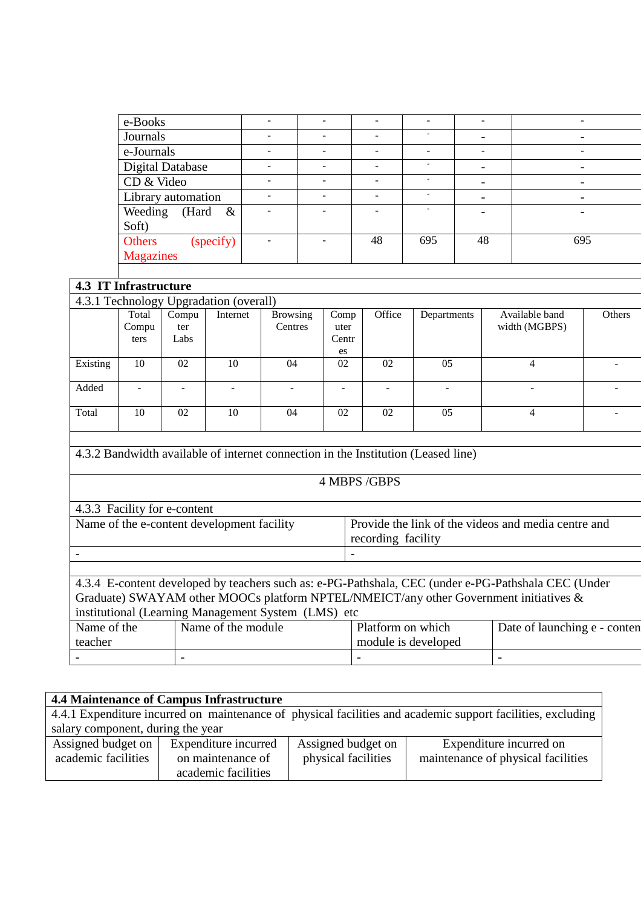| | | | | | | |
|---|---|---|---|---|---|---|
| e-Books | - | - | - | - | - | - |
| Journals | - | - | - | - | - | - |
| e-Journals | - | - | - | - | - | - |
| Digital Database | - | - | - | - | - | - |
| CD & Video | - | - | - | - | - | - |
| Library automation | - | - | - | - | - | - |
| Weeding (Hard & Soft) | - | - | - | - | - | - |
| Others (specify) Magazines | - | - | 48 | 695 | 48 | 695 |

### 4.3 IT Infrastructure

4.3.1 Technology Upgradation (overall)

| | Total Computers | Computer Labs | Internet | Browsing Centres | Computer Centres | Office | Departments | Available band width (MGBPS) | Others |
|---|---|---|---|---|---|---|---|---|---|
| Existing | 10 | 02 | 10 | 04 | 02 | 02 | 05 | 4 | - |
| Added | - | - | - | - | - | - | - | - | - |
| Total | 10 | 02 | 10 | 04 | 02 | 02 | 05 | 4 | - |

4.3.2 Bandwidth available of internet connection in the Institution (Leased line)

4 MBPS /GBPS

4.3.3 Facility for e-content

| Name of the e-content development facility | Provide the link of the videos and media centre and recording facility |
|---|---|
| - | - |

4.3.4 E-content developed by teachers such as: e-PG-Pathshala, CEC (under e-PG-Pathshala CEC (Under Graduate) SWAYAM other MOOCs platform NPTEL/NMEICT/any other Government initiatives & institutional (Learning Management System (LMS) etc

| Name of the teacher | Name of the module | Platform on which module is developed | Date of launching e - conten |
|---|---|---|---|
| - | - | - | - |

### 4.4 Maintenance of Campus Infrastructure

4.4.1 Expenditure incurred on maintenance of physical facilities and academic support facilities, excluding salary component, during the year

| Assigned budget on academic facilities | Expenditure incurred on maintenance of academic facilities | Assigned budget on physical facilities | Expenditure incurred on maintenance of physical facilities |
|---|---|---|---|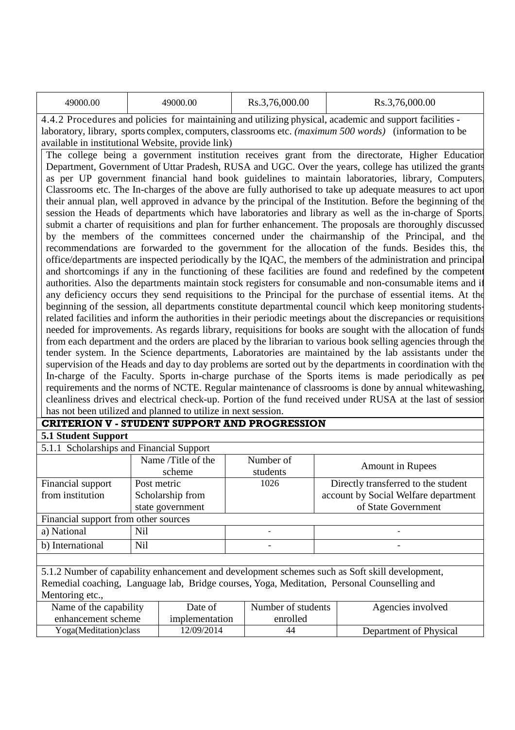| 49000.00 | 49000.00 | Rs.3,76,000.00 | Rs.3,76,000.00 |
|---|---|---|---|

4.4.2 Procedures and policies for maintaining and utilizing physical, academic and support facilities - laboratory, library, sports complex, computers, classrooms etc. *(maximum 500 words)* (information to be available in institutional Website, provide link)

The college being a government institution receives grant from the directorate, Higher Education Department, Government of Uttar Pradesh, RUSA and UGC. Over the years, college has utilized the grants as per UP government financial hand book guidelines to maintain laboratories, library, Computers, Classrooms etc. The In-charges of the above are fully authorised to take up adequate measures to act upon their annual plan, well approved in advance by the principal of the Institution. Before the beginning of the session the Heads of departments which have laboratories and library as well as the in-charge of Sports, submit a charter of requisitions and plan for further enhancement. The proposals are thoroughly discussed by the members of the committees concerned under the chairmanship of the Principal, and the recommendations are forwarded to the government for the allocation of the funds. Besides this, the office/departments are inspected periodically by the IQAC, the members of the administration and principal and shortcomings if any in the functioning of these facilities are found and redefined by the competent authorities. Also the departments maintain stock registers for consumable and non-consumable items and if any deficiency occurs they send requisitions to the Principal for the purchase of essential items. At the beginning of the session, all departments constitute departmental council which keep monitoring students-related facilities and inform the authorities in their periodic meetings about the discrepancies or requisitions needed for improvements. As regards library, requisitions for books are sought with the allocation of funds from each department and the orders are placed by the librarian to various book selling agencies through the tender system. In the Science departments, Laboratories are maintained by the lab assistants under the supervision of the Heads and day to day problems are sorted out by the departments in coordination with the In-charge of the Faculty. Sports in-charge purchase of the Sports items is made periodically as per requirements and the norms of NCTE. Regular maintenance of classrooms is done by annual whitewashing, cleanliness drives and electrical check-up. Portion of the fund received under RUSA at the last of session has not been utilized and planned to utilize in next session.

## CRITERION V - STUDENT SUPPORT AND PROGRESSION

### 5.1 Student Support

5.1.1 Scholarships and Financial Support

| | Name /Title of the scheme | Number of students | Amount in Rupees |
|---|---|---|---|
| Financial support from institution | Post metric Scholarship from state government | 1026 | Directly transferred to the student account by Social Welfare department of State Government |
| Financial support from other sources | | | |
| a) National | Nil | - | - |
| b) International | Nil | - | - |

5.1.2 Number of capability enhancement and development schemes such as Soft skill development, Remedial coaching, Language lab, Bridge courses, Yoga, Meditation, Personal Counselling and Mentoring etc.,

| Name of the capability enhancement scheme | Date of implementation | Number of students enrolled | Agencies involved |
|---|---|---|---|
| Yoga(Meditation)class | 12/09/2014 | 44 | Department of Physical |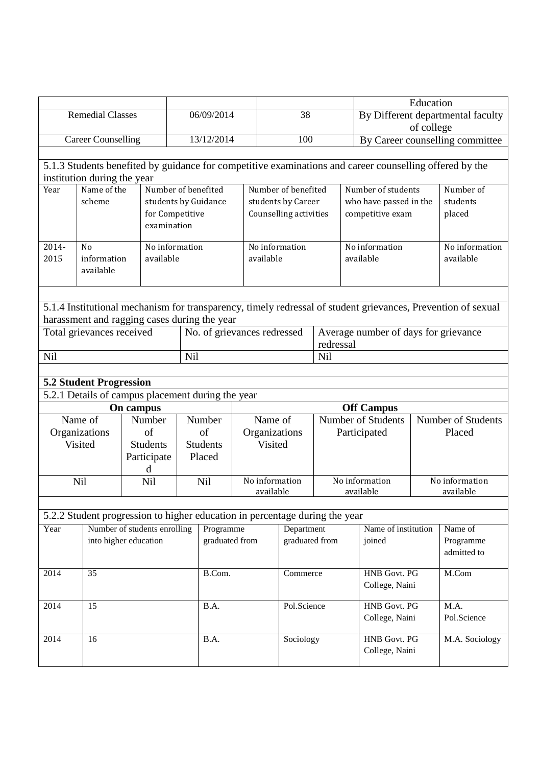| | | | Education |
|---|---|---|---|
| Remedial Classes | 06/09/2014 | 38 | By Different departmental faculty of college |
| Career Counselling | 13/12/2014 | 100 | By Career counselling committee |

5.1.3 Students benefited by guidance for competitive examinations and career counselling offered by the institution during the year

| Year | Name of the scheme | Number of benefited students by Guidance for Competitive examination | Number of benefited students by Career Counselling activities | Number of students who have passed in the competitive exam | Number of students placed |
|---|---|---|---|---|---|
| 2014-2015 | No information available | No information available | No information available | No information available | No information available |

5.1.4 Institutional mechanism for transparency, timely redressal of student grievances, Prevention of sexual harassment and ragging cases during the year

| Total grievances received | No. of grievances redressed | Average number of days for grievance redressal |
|---|---|---|
| Nil | Nil | Nil |

**5.2 Student Progression**

5.2.1 Details of campus placement during the year

| **On campus** | | | **Off Campus** | | |
|---|---|---|---|---|---|
| Name of Organizations Visited | Number of Students Participated | Number of Students Placed | Name of Organizations Visited | Number of Students Participated | Number of Students Placed |
| Nil | Nil | Nil | No information available | No information available | No information available |

5.2.2 Student progression to higher education in percentage during the year

| Year | Number of students enrolling into higher education | Programme graduated from | Department graduated from | Name of institution joined | Name of Programme admitted to |
|---|---|---|---|---|---|
| 2014 | 35 | B.Com. | Commerce | HNB Govt. PG College, Naini | M.Com |
| 2014 | 15 | B.A. | Pol.Science | HNB Govt. PG College, Naini | M.A. Pol.Science |
| 2014 | 16 | B.A. | Sociology | HNB Govt. PG College, Naini | M.A. Sociology |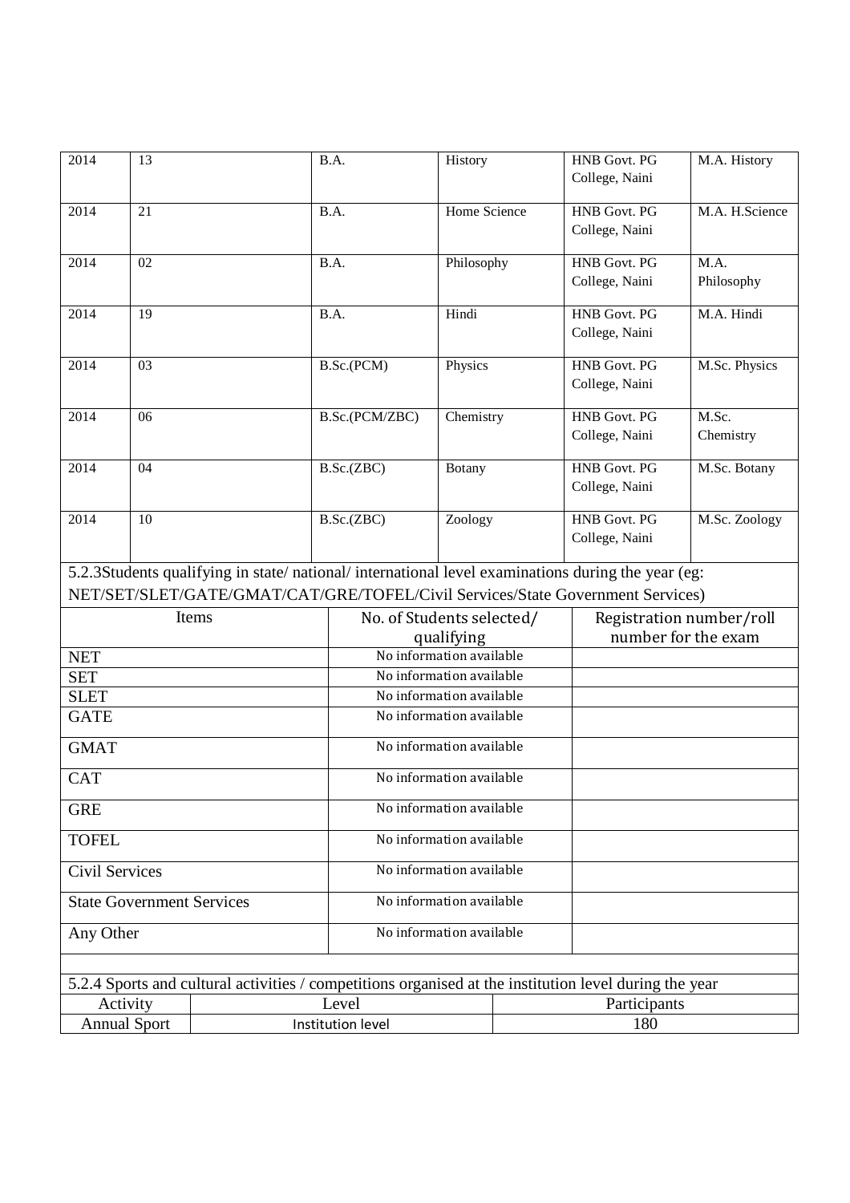| | | | | | |
|---|---|---|---|---|---|
| 2014 | 13 | B.A. | History | HNB Govt. PG College, Naini | M.A. History |
| 2014 | 21 | B.A. | Home Science | HNB Govt. PG College, Naini | M.A. H.Science |
| 2014 | 02 | B.A. | Philosophy | HNB Govt. PG College, Naini | M.A. Philosophy |
| 2014 | 19 | B.A. | Hindi | HNB Govt. PG College, Naini | M.A. Hindi |
| 2014 | 03 | B.Sc.(PCM) | Physics | HNB Govt. PG College, Naini | M.Sc. Physics |
| 2014 | 06 | B.Sc.(PCM/ZBC) | Chemistry | HNB Govt. PG College, Naini | M.Sc. Chemistry |
| 2014 | 04 | B.Sc.(ZBC) | Botany | HNB Govt. PG College, Naini | M.Sc. Botany |
| 2014 | 10 | B.Sc.(ZBC) | Zoology | HNB Govt. PG College, Naini | M.Sc. Zoology |

5.2.3Students qualifying in state/ national/ international level examinations during the year (eg: NET/SET/SLET/GATE/GMAT/CAT/GRE/TOFEL/Civil Services/State Government Services)

| Items | No. of Students selected/ qualifying | Registration number/roll number for the exam |
|---|---|---|
| NET | No information available | |
| SET | No information available | |
| SLET | No information available | |
| GATE | No information available | |
| GMAT | No information available | |
| CAT | No information available | |
| GRE | No information available | |
| TOFEL | No information available | |
| Civil Services | No information available | |
| State Government Services | No information available | |
| Any Other | No information available | |

5.2.4 Sports and cultural activities / competitions organised at the institution level during the year

| Activity | Level | Participants |
|---|---|---|
| Annual Sport | Institution level | 180 |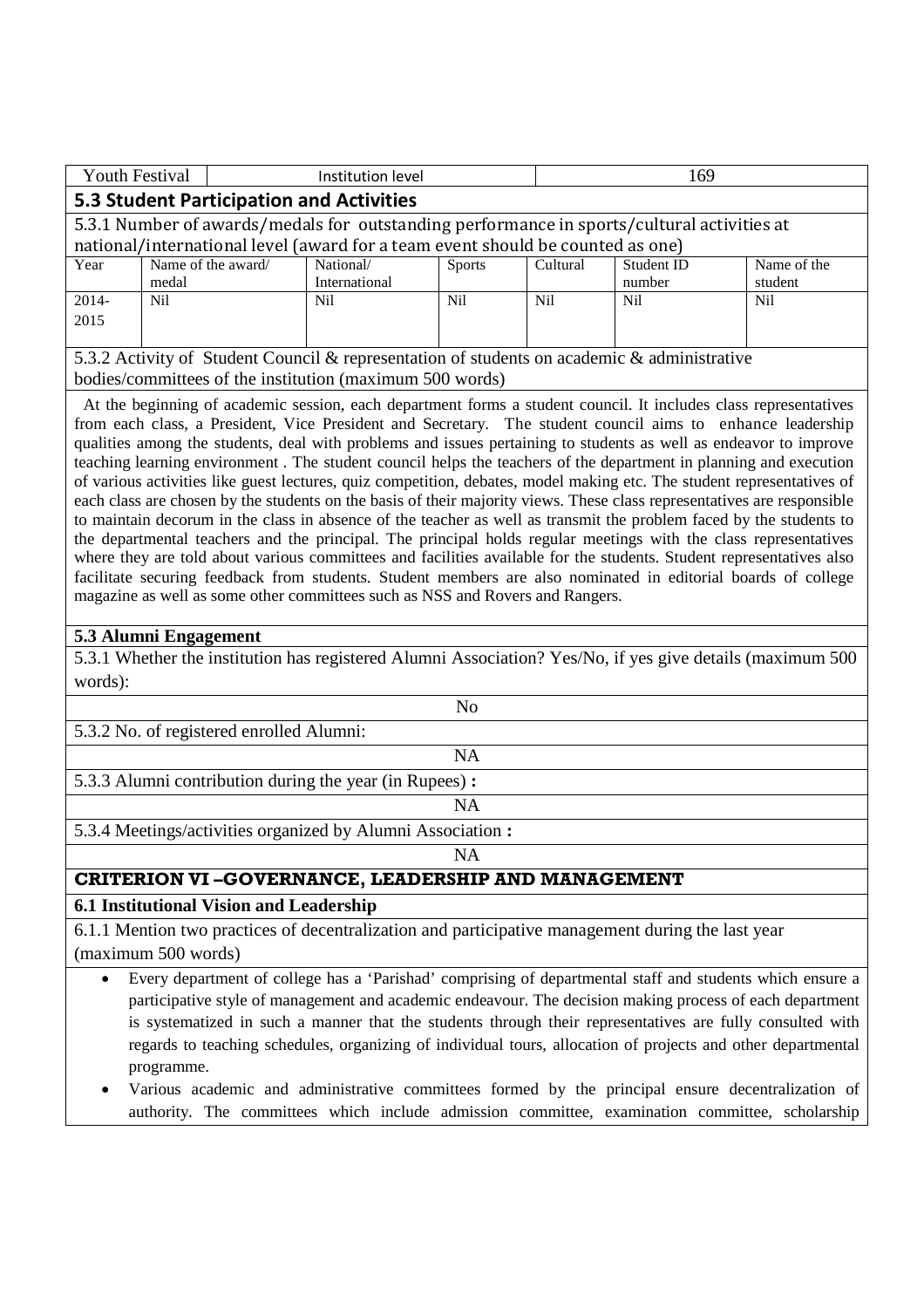| Youth Festival | Institution level | 169 |
|---|---|---|

## 5.3 Student Participation and Activities

5.3.1 Number of awards/medals for outstanding performance in sports/cultural activities at national/international level (award for a team event should be counted as one)

| Year | Name of the award/ medal | National/ International | Sports | Cultural | Student ID number | Name of the student |
|---|---|---|---|---|---|---|
| 2014-2015 | Nil | Nil | Nil | Nil | Nil | Nil |

5.3.2 Activity of Student Council & representation of students on academic & administrative bodies/committees of the institution (maximum 500 words)

At the beginning of academic session, each department forms a student council. It includes class representatives from each class, a President, Vice President and Secretary. The student council aims to enhance leadership qualities among the students, deal with problems and issues pertaining to students as well as endeavor to improve teaching learning environment . The student council helps the teachers of the department in planning and execution of various activities like guest lectures, quiz competition, debates, model making etc. The student representatives of each class are chosen by the students on the basis of their majority views. These class representatives are responsible to maintain decorum in the class in absence of the teacher as well as transmit the problem faced by the students to the departmental teachers and the principal. The principal holds regular meetings with the class representatives where they are told about various committees and facilities available for the students. Student representatives also facilitate securing feedback from students. Student members are also nominated in editorial boards of college magazine as well as some other committees such as NSS and Rovers and Rangers.

### 5.3 Alumni Engagement

5.3.1 Whether the institution has registered Alumni Association? Yes/No, if yes give details (maximum 500 words):

No

5.3.2 No. of registered enrolled Alumni:

NA

5.3.3 Alumni contribution during the year (in Rupees) **:**

NA

5.3.4 Meetings/activities organized by Alumni Association **:**

NA

## CRITERION VI –GOVERNANCE, LEADERSHIP AND MANAGEMENT

### 6.1 Institutional Vision and Leadership

6.1.1 Mention two practices of decentralization and participative management during the last year (maximum 500 words)

- Every department of college has a 'Parishad' comprising of departmental staff and students which ensure a participative style of management and academic endeavour. The decision making process of each department is systematized in such a manner that the students through their representatives are fully consulted with regards to teaching schedules, organizing of individual tours, allocation of projects and other departmental programme.
- Various academic and administrative committees formed by the principal ensure decentralization of authority. The committees which include admission committee, examination committee, scholarship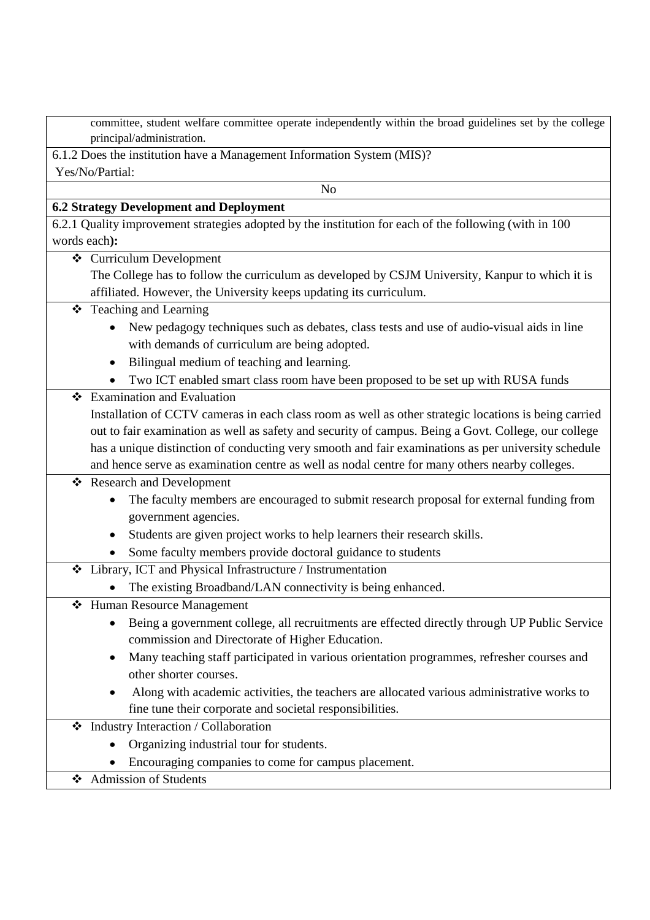committee, student welfare committee operate independently within the broad guidelines set by the college principal/administration.

6.1.2 Does the institution have a Management Information System (MIS)?

Yes/No/Partial:

No

**6.2 Strategy Development and Deployment**

6.2.1 Quality improvement strategies adopted by the institution for each of the following (with in 100 words each**):**

❖ Curriculum Development

The College has to follow the curriculum as developed by CSJM University, Kanpur to which it is affiliated. However, the University keeps updating its curriculum.

❖ Teaching and Learning

- New pedagogy techniques such as debates, class tests and use of audio-visual aids in line with demands of curriculum are being adopted.
- Bilingual medium of teaching and learning.
- Two ICT enabled smart class room have been proposed to be set up with RUSA funds

❖ Examination and Evaluation

Installation of CCTV cameras in each class room as well as other strategic locations is being carried out to fair examination as well as safety and security of campus. Being a Govt. College, our college has a unique distinction of conducting very smooth and fair examinations as per university schedule and hence serve as examination centre as well as nodal centre for many others nearby colleges.

❖ Research and Development

- The faculty members are encouraged to submit research proposal for external funding from government agencies.
- Students are given project works to help learners their research skills.
- Some faculty members provide doctoral guidance to students

❖ Library, ICT and Physical Infrastructure / Instrumentation

- The existing Broadband/LAN connectivity is being enhanced.

❖ Human Resource Management

- Being a government college, all recruitments are effected directly through UP Public Service commission and Directorate of Higher Education.
- Many teaching staff participated in various orientation programmes, refresher courses and other shorter courses.
- Along with academic activities, the teachers are allocated various administrative works to fine tune their corporate and societal responsibilities.

❖ Industry Interaction / Collaboration

- Organizing industrial tour for students.
- Encouraging companies to come for campus placement.

❖ Admission of Students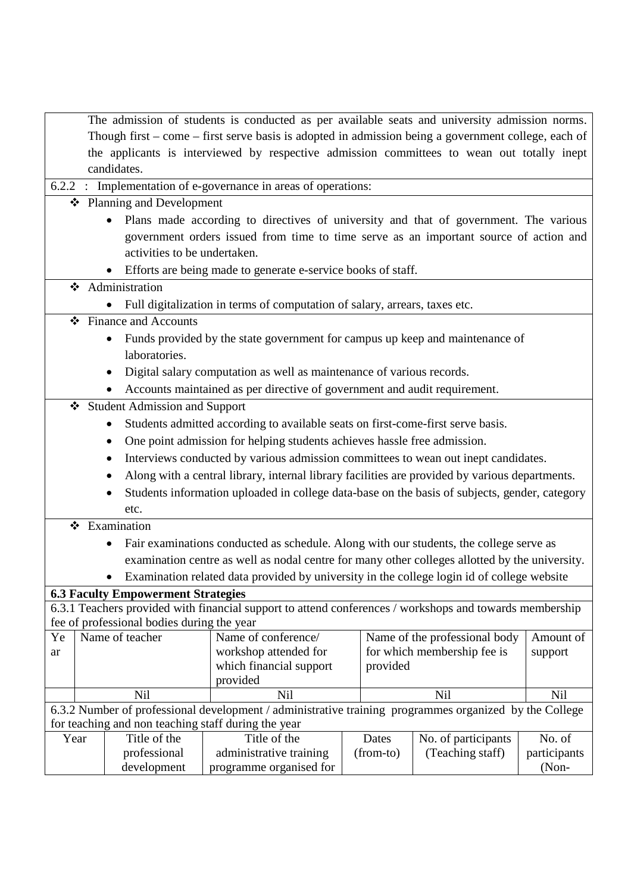The admission of students is conducted as per available seats and university admission norms. Though first – come – first serve basis is adopted in admission being a government college, each of the applicants is interviewed by respective admission committees to wean out totally inept candidates.

6.2.2 : Implementation of e-governance in areas of operations:

- Planning and Development
  - Plans made according to directives of university and that of government. The various government orders issued from time to time serve as an important source of action and activities to be undertaken.
  - Efforts are being made to generate e-service books of staff.
- Administration
  - Full digitalization in terms of computation of salary, arrears, taxes etc.
- Finance and Accounts
  - Funds provided by the state government for campus up keep and maintenance of laboratories.
  - Digital salary computation as well as maintenance of various records.
  - Accounts maintained as per directive of government and audit requirement.
- Student Admission and Support
  - Students admitted according to available seats on first-come-first serve basis.
  - One point admission for helping students achieves hassle free admission.
  - Interviews conducted by various admission committees to wean out inept candidates.
  - Along with a central library, internal library facilities are provided by various departments.
  - Students information uploaded in college data-base on the basis of subjects, gender, category etc.
- Examination
  - Fair examinations conducted as schedule. Along with our students, the college serve as examination centre as well as nodal centre for many other colleges allotted by the university.
  - Examination related data provided by university in the college login id of college website

**6.3 Faculty Empowerment Strategies**

6.3.1 Teachers provided with financial support to attend conferences / workshops and towards membership fee of professional bodies during the year

| Year | Name of teacher | Name of conference/ workshop attended for which financial support provided | Name of the professional body for which membership fee is provided | Amount of support |
|---|---|---|---|---|
| | Nil | Nil | Nil | Nil |

6.3.2 Number of professional development / administrative training programmes organized by the College for teaching and non teaching staff during the year

| Year | Title of the professional development | Title of the administrative training programme organised for | Dates (from-to) | No. of participants (Teaching staff) | No. of participants (Non- |
|---|---|---|---|---|---|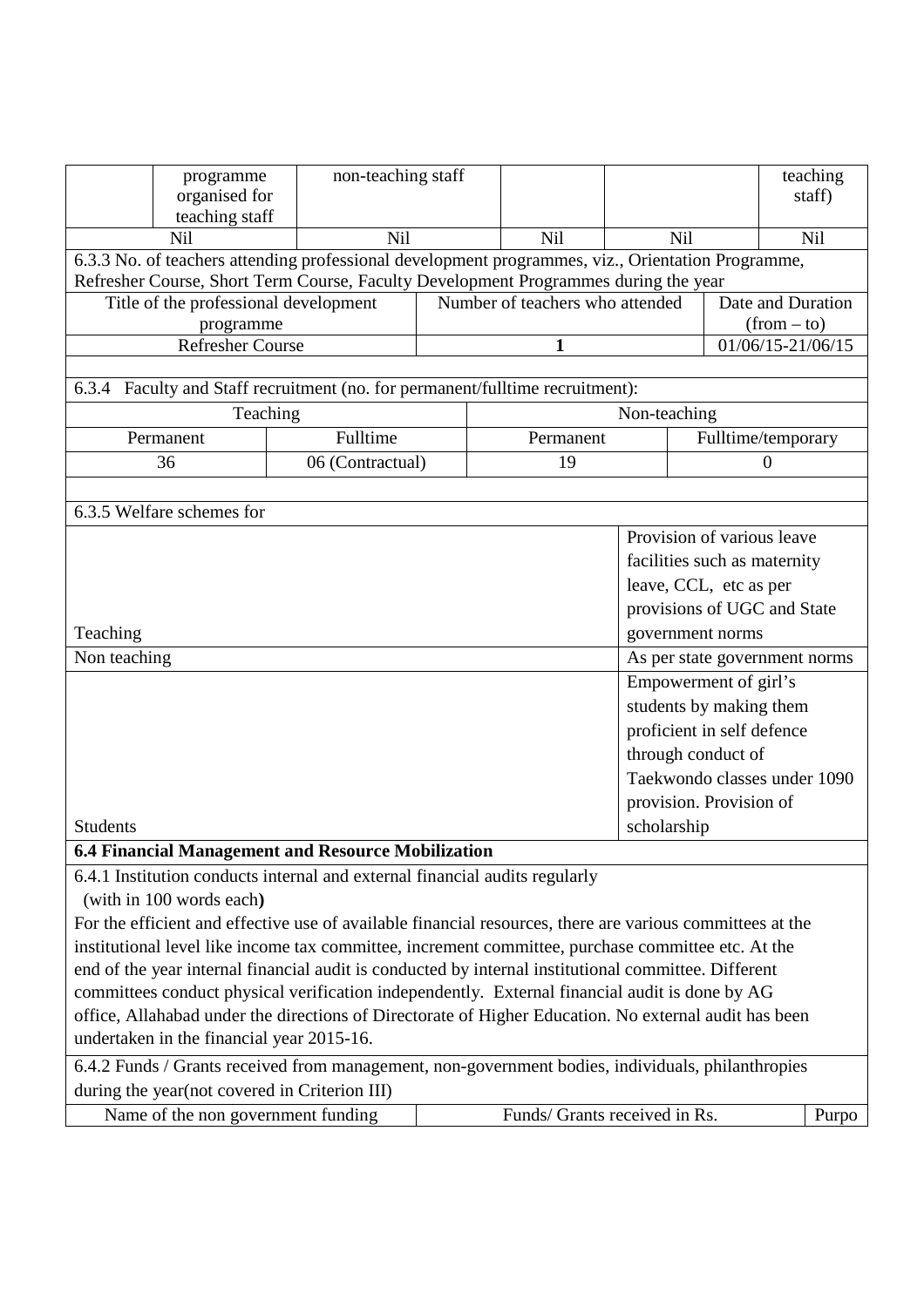| | programme organised for teaching staff | non-teaching staff | | | | teaching staff) |
|---|---|---|---|---|---|---|
| Nil | | Nil | | Nil | Nil | Nil |

6.3.3 No. of teachers attending professional development programmes, viz., Orientation Programme, Refresher Course, Short Term Course, Faculty Development Programmes during the year

| Title of the professional development programme | Number of teachers who attended | Date and Duration (from – to) |
|---|---|---|
| Refresher Course | **1** | 01/06/15-21/06/15 |

6.3.4 Faculty and Staff recruitment (no. for permanent/fulltime recruitment):

| Teaching | | Non-teaching | |
|---|---|---|---|
| Permanent | Fulltime | Permanent | Fulltime/temporary |
| 36 | 06 (Contractual) | 19 | 0 |

6.3.5 Welfare schemes for

| | |
|---|---|
| Teaching | Provision of various leave facilities such as maternity leave, CCL, etc as per provisions of UGC and State government norms |
| Non teaching | As per state government norms |
| Students | Empowerment of girl's students by making them proficient in self defence through conduct of Taekwondo classes under 1090 provision. Provision of scholarship |

**6.4 Financial Management and Resource Mobilization**

6.4.1 Institution conducts internal and external financial audits regularly (with in 100 words each**)**

For the efficient and effective use of available financial resources, there are various committees at the institutional level like income tax committee, increment committee, purchase committee etc. At the end of the year internal financial audit is conducted by internal institutional committee. Different committees conduct physical verification independently. External financial audit is done by AG office, Allahabad under the directions of Directorate of Higher Education. No external audit has been undertaken in the financial year 2015-16.

6.4.2 Funds / Grants received from management, non-government bodies, individuals, philanthropies during the year(not covered in Criterion III)

| Name of the non government funding | Funds/ Grants received in Rs. | Purpo |
|---|---|---|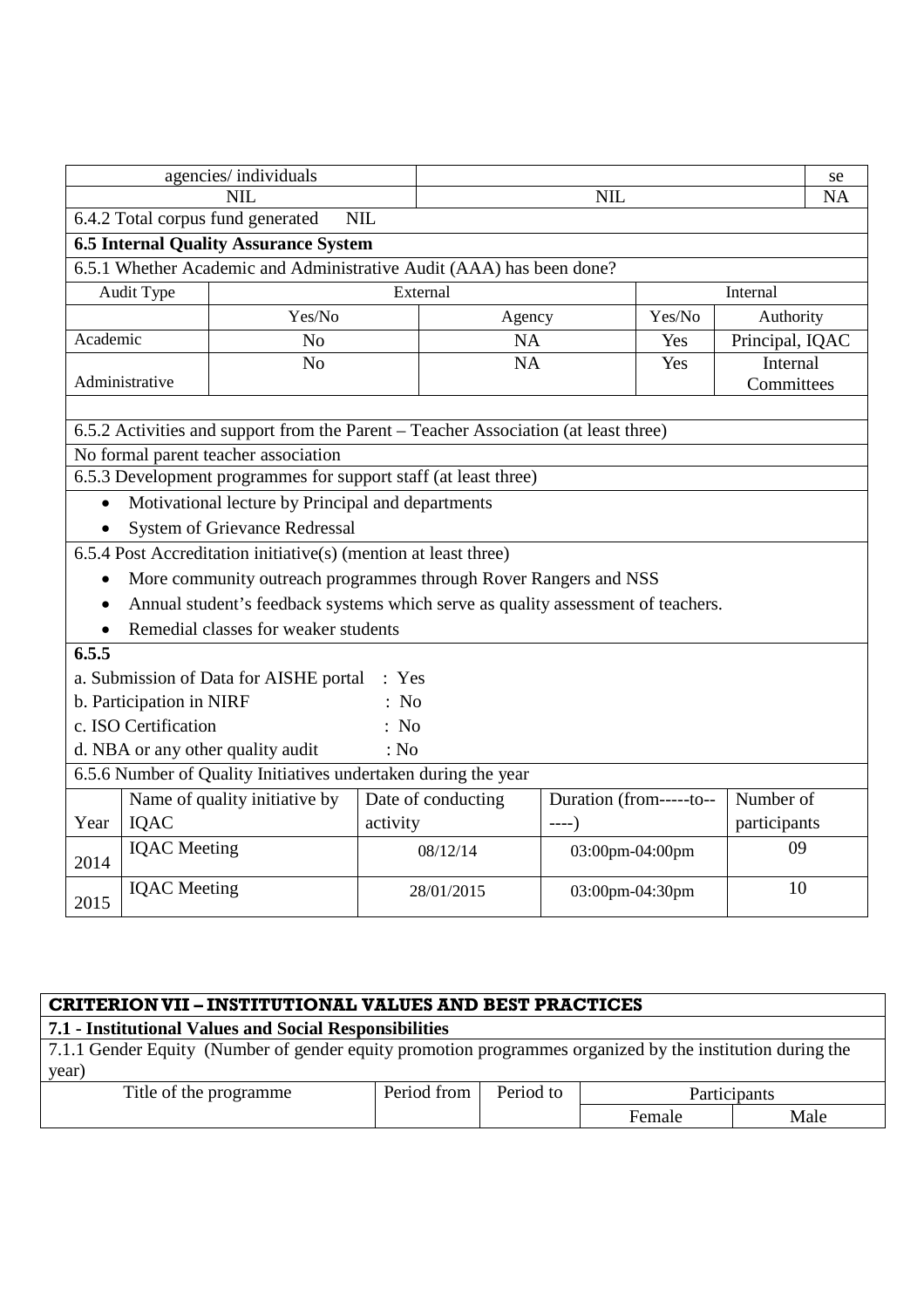| agencies/ individuals | | se |
|---|---|---|
| NIL | NIL | NA |

6.4.2 Total corpus fund generated NIL

**6.5 Internal Quality Assurance System**

6.5.1 Whether Academic and Administrative Audit (AAA) has been done?

| Audit Type | External | | Internal | |
|---|---|---|---|---|
| | Yes/No | Agency | Yes/No | Authority |
| Academic | No | NA | Yes | Principal, IQAC |
| Administrative | No | NA | Yes | Internal Committees |

6.5.2 Activities and support from the Parent – Teacher Association (at least three)

No formal parent teacher association

6.5.3 Development programmes for support staff (at least three)

- Motivational lecture by Principal and departments
- System of Grievance Redressal

6.5.4 Post Accreditation initiative(s) (mention at least three)

- More community outreach programmes through Rover Rangers and NSS
- Annual student's feedback systems which serve as quality assessment of teachers.
- Remedial classes for weaker students

**6.5.5**

a. Submission of Data for AISHE portal : Yes
b. Participation in NIRF : No
c. ISO Certification : No
d. NBA or any other quality audit : No

6.5.6 Number of Quality Initiatives undertaken during the year

| Year | Name of quality initiative by IQAC | Date of conducting activity | Duration (from-----to-----) | Number of participants |
|---|---|---|---|---|
| 2014 | IQAC Meeting | 08/12/14 | 03:00pm-04:00pm | 09 |
| 2015 | IQAC Meeting | 28/01/2015 | 03:00pm-04:30pm | 10 |

## CRITERION VII – INSTITUTIONAL VALUES AND BEST PRACTICES

**7.1 - Institutional Values and Social Responsibilities**

7.1.1 Gender Equity (Number of gender equity promotion programmes organized by the institution during the year)

| Title of the programme | Period from | Period to | Participants | |
|---|---|---|---|---|
| | | | Female | Male |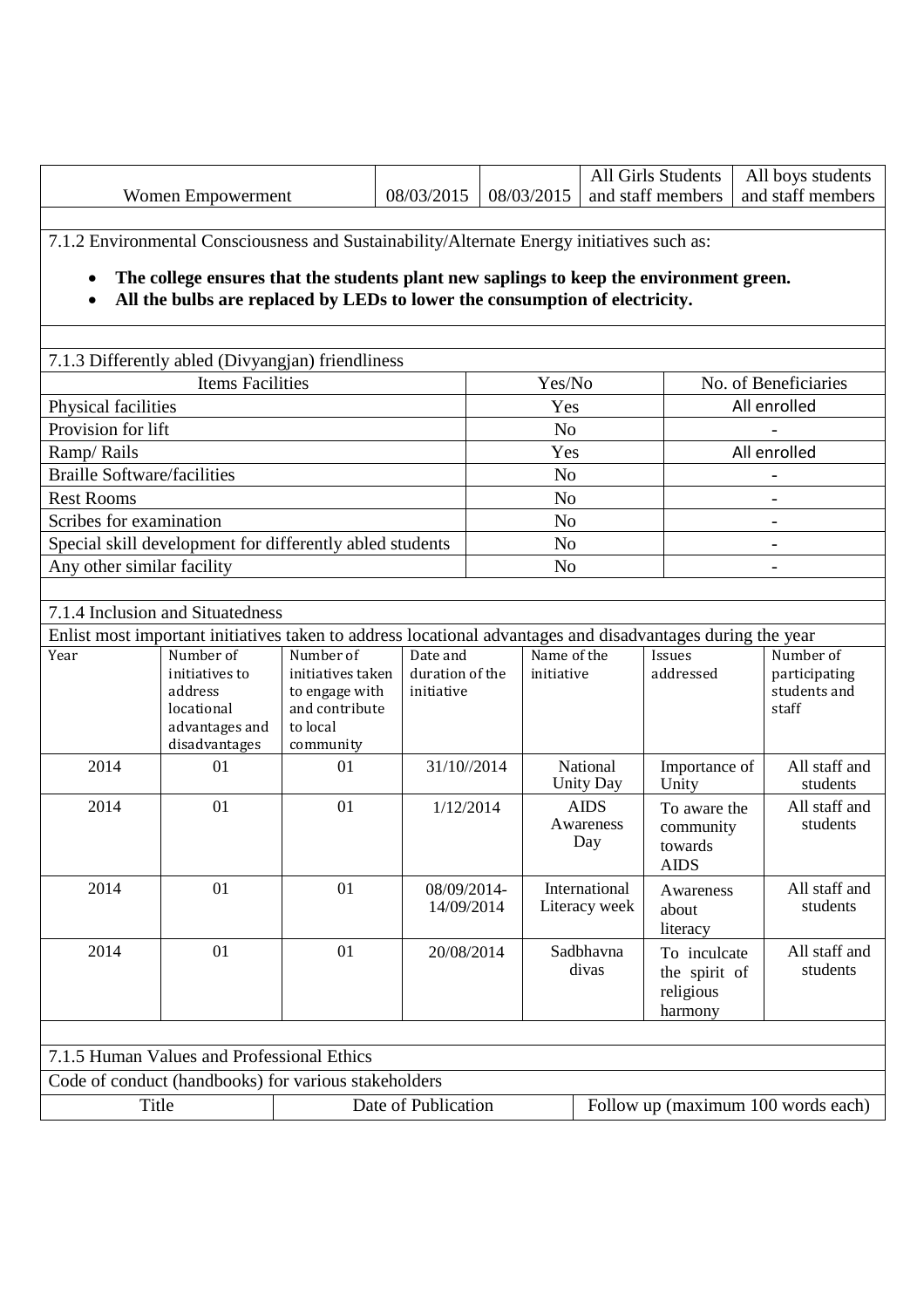| Women Empowerment | 08/03/2015 | 08/03/2015 | All Girls Students and staff members | All boys students and staff members |
|---|---|---|---|---|

7.1.2 Environmental Consciousness and Sustainability/Alternate Energy initiatives such as:

- **The college ensures that the students plant new saplings to keep the environment green.**
- **All the bulbs are replaced by LEDs to lower the consumption of electricity.**

7.1.3 Differently abled (Divyangjan) friendliness

| Items Facilities | Yes/No | No. of Beneficiaries |
|---|---|---|
| Physical facilities | Yes | All enrolled |
| Provision for lift | No | - |
| Ramp/ Rails | Yes | All enrolled |
| Braille Software/facilities | No | - |
| Rest Rooms | No | - |
| Scribes for examination | No | - |
| Special skill development for differently abled students | No | - |
| Any other similar facility | No | - |

7.1.4 Inclusion and Situatedness

Enlist most important initiatives taken to address locational advantages and disadvantages during the year

| Year | Number of initiatives to address locational advantages and disadvantages | Number of initiatives taken to engage with and contribute to local community | Date and duration of the initiative | Name of the initiative | Issues addressed | Number of participating students and staff |
|---|---|---|---|---|---|---|
| 2014 | 01 | 01 | 31/10//2014 | National Unity Day | Importance of Unity | All staff and students |
| 2014 | 01 | 01 | 1/12/2014 | AIDS Awareness Day | To aware the community towards AIDS | All staff and students |
| 2014 | 01 | 01 | 08/09/2014-14/09/2014 | International Literacy week | Awareness about literacy | All staff and students |
| 2014 | 01 | 01 | 20/08/2014 | Sadbhavna divas | To inculcate the spirit of religious harmony | All staff and students |

7.1.5 Human Values and Professional Ethics

Code of conduct (handbooks) for various stakeholders

| Title | Date of Publication | Follow up (maximum 100 words each) |
|---|---|---|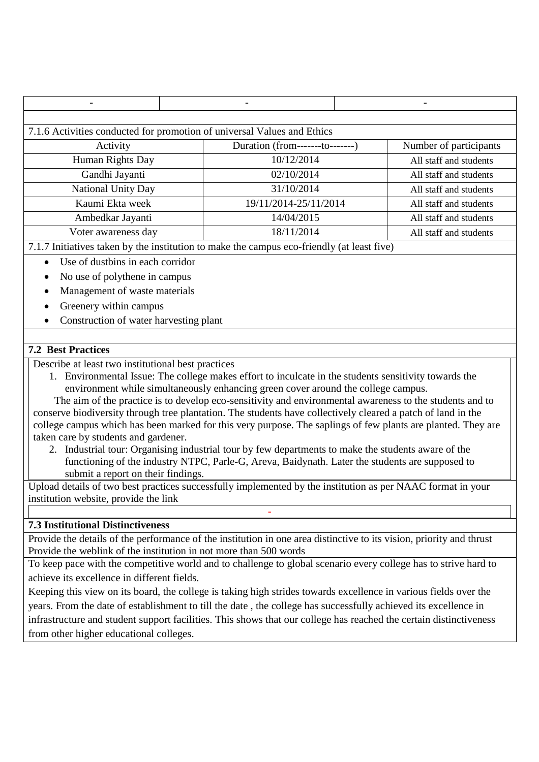| - | - | - |
|---|---|---|

7.1.6 Activities conducted for promotion of universal Values and Ethics

| Activity | Duration (from-------to-------) | Number of participants |
|---|---|---|
| Human Rights Day | 10/12/2014 | All staff and students |
| Gandhi Jayanti | 02/10/2014 | All staff and students |
| National Unity Day | 31/10/2014 | All staff and students |
| Kaumi Ekta week | 19/11/2014-25/11/2014 | All staff and students |
| Ambedkar Jayanti | 14/04/2015 | All staff and students |
| Voter awareness day | 18/11/2014 | All staff and students |

7.1.7 Initiatives taken by the institution to make the campus eco-friendly (at least five)

- Use of dustbins in each corridor
- No use of polythene in campus
- Management of waste materials
- Greenery within campus
- Construction of water harvesting plant

**7.2 Best Practices**

Describe at least two institutional best practices

1. Environmental Issue: The college makes effort to inculcate in the students sensitivity towards the environment while simultaneously enhancing green cover around the college campus.

The aim of the practice is to develop eco-sensitivity and environmental awareness to the students and to conserve biodiversity through tree plantation. The students have collectively cleared a patch of land in the college campus which has been marked for this very purpose. The saplings of few plants are planted. They are taken care by students and gardener.

2. Industrial tour: Organising industrial tour by few departments to make the students aware of the functioning of the industry NTPC, Parle-G, Areva, Baidynath. Later the students are supposed to submit a report on their findings.

Upload details of two best practices successfully implemented by the institution as per NAAC format in your institution website, provide the link

-

**7.3 Institutional Distinctiveness**

Provide the details of the performance of the institution in one area distinctive to its vision, priority and thrust
Provide the weblink of the institution in not more than 500 words

To keep pace with the competitive world and to challenge to global scenario every college has to strive hard to achieve its excellence in different fields.

Keeping this view on its board, the college is taking high strides towards excellence in various fields over the years. From the date of establishment to till the date , the college has successfully achieved its excellence in infrastructure and student support facilities. This shows that our college has reached the certain distinctiveness from other higher educational colleges.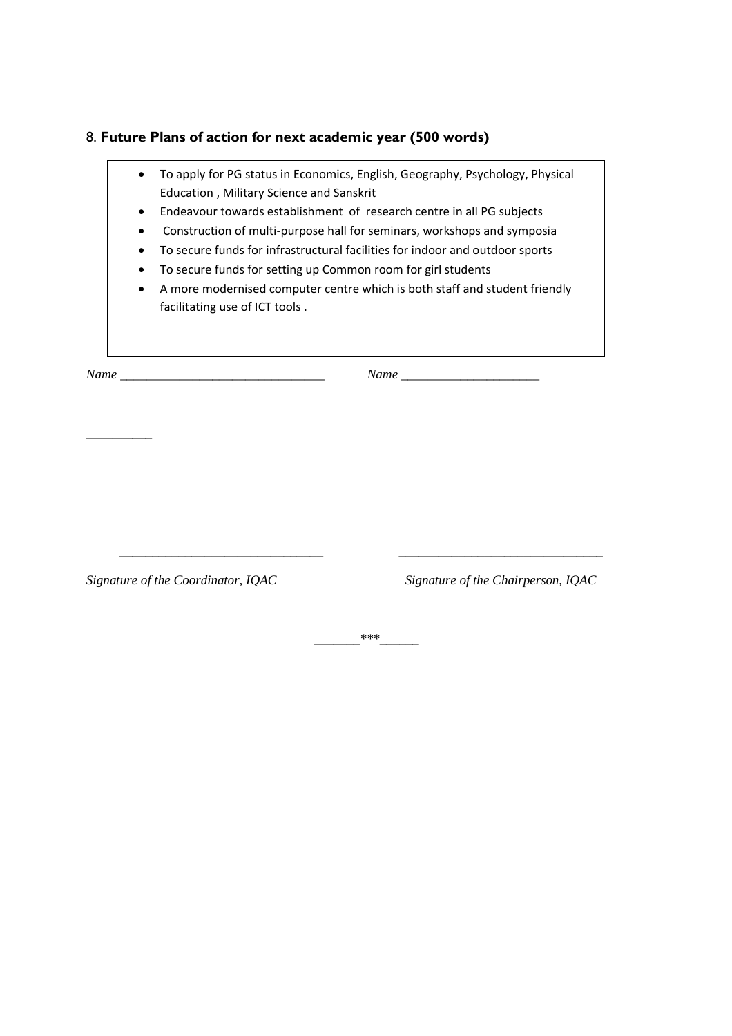8. **Future Plans of action for next academic year (500 words)**

- To apply for PG status in Economics, English, Geography, Psychology, Physical Education , Military Science and Sanskrit
- Endeavour towards establishment of research centre in all PG subjects
- Construction of multi-purpose hall for seminars, workshops and symposia
- To secure funds for infrastructural facilities for indoor and outdoor sports
- To secure funds for setting up Common room for girl students
- A more modernised computer centre which is both staff and student friendly facilitating use of ICT tools .

*Name* _______________________________ *Name* _____________________

__________

_______________________________ _______________________________

*Signature of the Coordinator, IQAC* *Signature of the Chairperson, IQAC*

_______***______